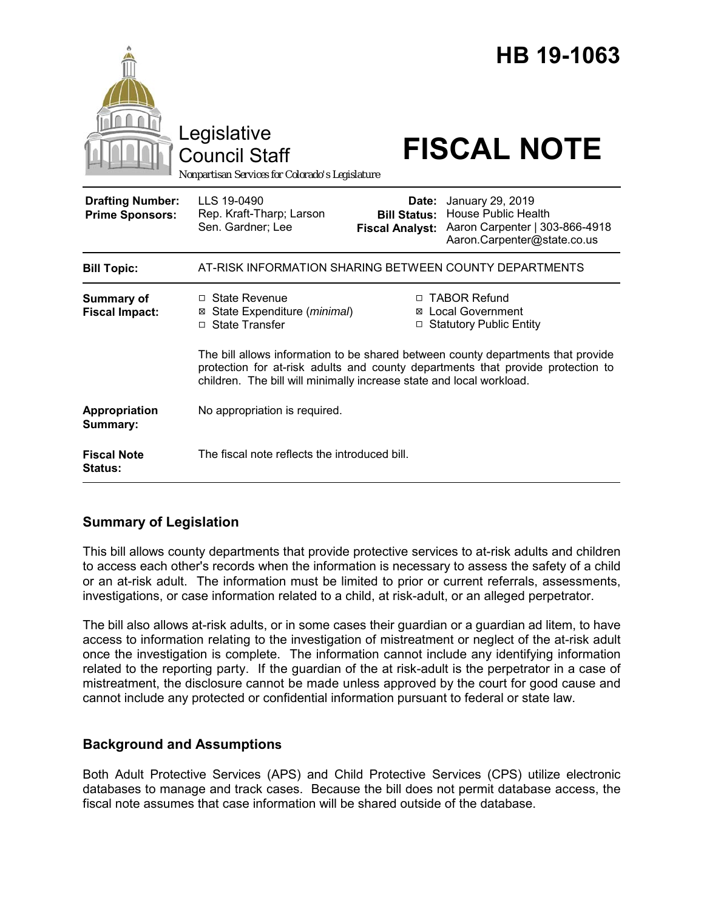# HB 19-1063

Legislative Council Staff

*Nonpartisan Services for Colorado's Legislature*

# FISCAL NOTE

| | | | |
|---|---|---|---|
| **Drafting Number:** | LLS 19-0490 | **Date:** | January 29, 2019 |
| **Prime Sponsors:** | Rep. Kraft-Tharp; Larson<br>Sen. Gardner; Lee | **Bill Status:** | House Public Health |
| | | **Fiscal Analyst:** | Aaron Carpenter \| 303-866-4918<br>Aaron.Carpenter@state.co.us |

| | |
|---|---|
| **Bill Topic:** | AT-RISK INFORMATION SHARING BETWEEN COUNTY DEPARTMENTS |
| **Summary of Fiscal Impact:** | ☐ State Revenue<br>☒ State Expenditure (*minimal*)<br>☐ State Transfer<br>☐ TABOR Refund<br>☒ Local Government<br>☐ Statutory Public Entity<br><br>The bill allows information to be shared between county departments that provide protection for at-risk adults and county departments that provide protection to children. The bill will minimally increase state and local workload. |
| **Appropriation Summary:** | No appropriation is required. |
| **Fiscal Note Status:** | The fiscal note reflects the introduced bill. |

## Summary of Legislation

This bill allows county departments that provide protective services to at-risk adults and children to access each other's records when the information is necessary to assess the safety of a child or an at-risk adult. The information must be limited to prior or current referrals, assessments, investigations, or case information related to a child, at risk-adult, or an alleged perpetrator.

The bill also allows at-risk adults, or in some cases their guardian or a guardian ad litem, to have access to information relating to the investigation of mistreatment or neglect of the at-risk adult once the investigation is complete. The information cannot include any identifying information related to the reporting party. If the guardian of the at risk-adult is the perpetrator in a case of mistreatment, the disclosure cannot be made unless approved by the court for good cause and cannot include any protected or confidential information pursuant to federal or state law.

## Background and Assumptions

Both Adult Protective Services (APS) and Child Protective Services (CPS) utilize electronic databases to manage and track cases. Because the bill does not permit database access, the fiscal note assumes that case information will be shared outside of the database.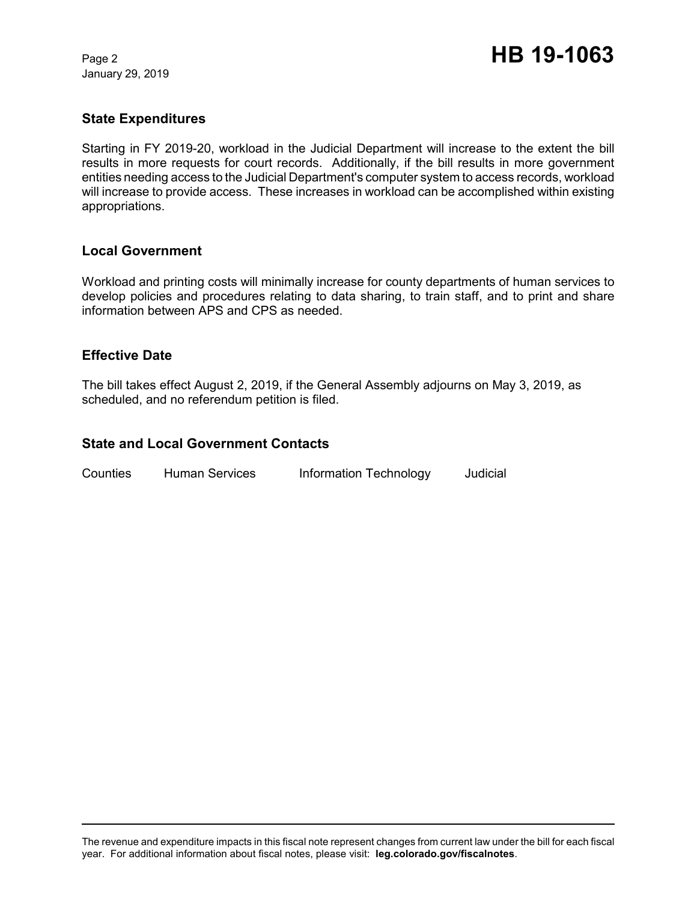## State Expenditures

Starting in FY 2019-20, workload in the Judicial Department will increase to the extent the bill results in more requests for court records. Additionally, if the bill results in more government entities needing access to the Judicial Department's computer system to access records, workload will increase to provide access. These increases in workload can be accomplished within existing appropriations.

## Local Government

Workload and printing costs will minimally increase for county departments of human services to develop policies and procedures relating to data sharing, to train staff, and to print and share information between APS and CPS as needed.

## Effective Date

The bill takes effect August 2, 2019, if the General Assembly adjourns on May 3, 2019, as scheduled, and no referendum petition is filed.

## State and Local Government Contacts

| | | | |
|---|---|---|---|
| Counties | Human Services | Information Technology | Judicial |

The revenue and expenditure impacts in this fiscal note represent changes from current law under the bill for each fiscal year. For additional information about fiscal notes, please visit: **leg.colorado.gov/fiscalnotes**.